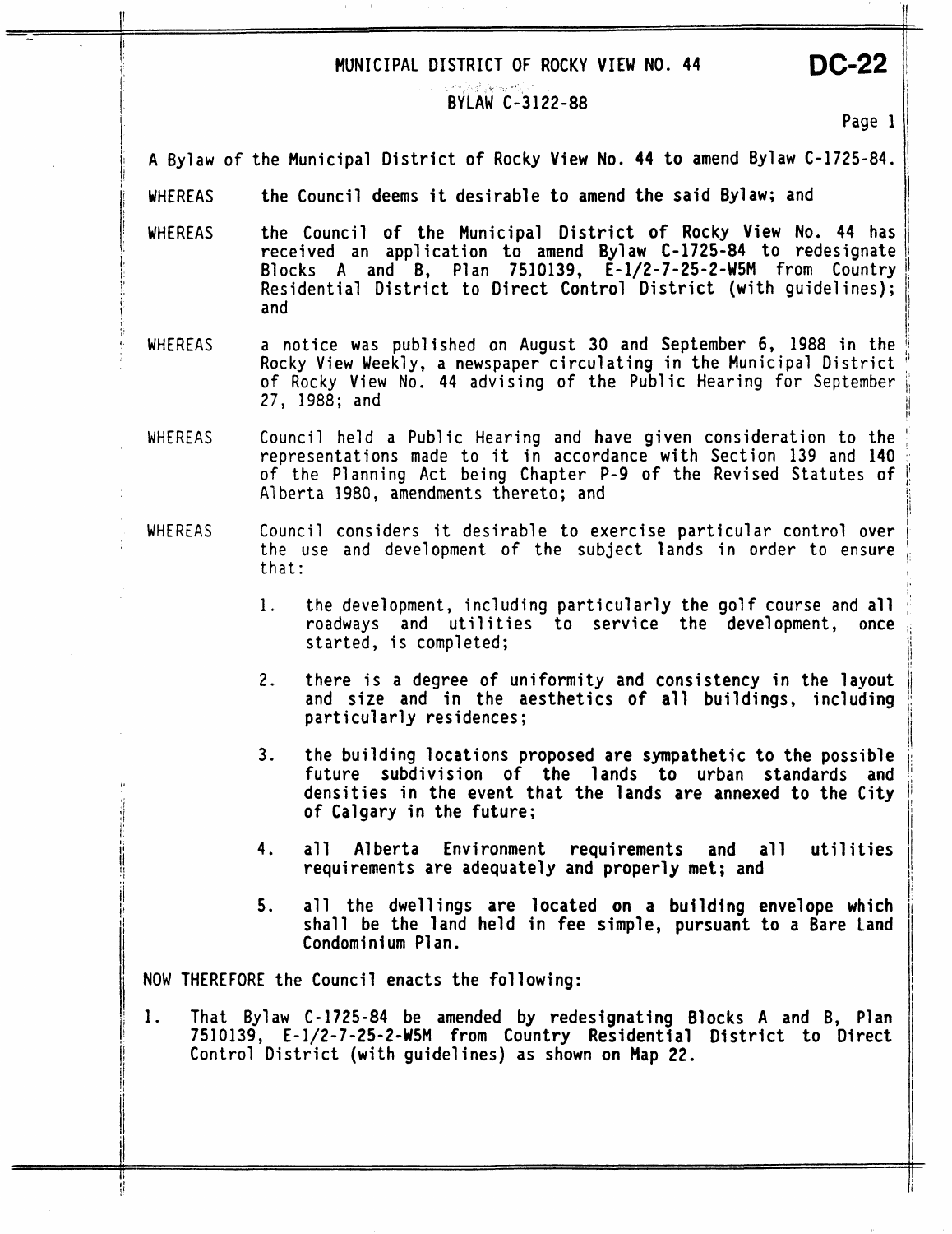# MUNICIPAL DISTRICT OF ROCKY VIEW NO. 44

**DC-22**

## BYLAW C-3122-88

A Bylaw of the Municipal District of Rocky View No. 44 to amend Bylaw C-1725-84.

WHEREAS the Council deems it desirable to amend the said Bylaw; and

WHEREAS the Council of the Municipal District of Rocky View No. 44 has received an application to amend Bylaw C-1725-84 to redesignate Blocks A and B, Plan 7510139, E-1/2-7-25-2-W5M from Country Residential District to Direct Control District (with guidelines); and

WHEREAS a notice was published on August 30 and September 6, 1988 in the Rocky View Weekly, a newspaper circulating in the Municipal District of Rocky View No. 44 advising of the Public Hearing for September 27, 1988; and

WHEREAS Council held a Public Hearing and have given consideration to the representations made to it in accordance with Section 139 and 140 of the Planning Act being Chapter P-9 of the Revised Statutes of Alberta 1980, amendments thereto; and

WHEREAS Council considers it desirable to exercise particular control over the use and development of the subject lands in order to ensure that:

1. the development, including particularly the golf course and all roadways and utilities to service the development, once started, is completed;
2. there is a degree of uniformity and consistency in the layout and size and in the aesthetics of all buildings, including particularly residences;
3. the building locations proposed are sympathetic to the possible future subdivision of the lands to urban standards and densities in the event that the lands are annexed to the City of Calgary in the future;
4. all Alberta Environment requirements and all utilities requirements are adequately and properly met; and
5. all the dwellings are located on a building envelope which shall be the land held in fee simple, pursuant to a Bare Land Condominium Plan.

NOW THEREFORE the Council enacts the following:

1. That Bylaw C-1725-84 be amended by redesignating Blocks A and B, Plan 7510139, E-1/2-7-25-2-W5M from Country Residential District to Direct Control District (with guidelines) as shown on Map 22.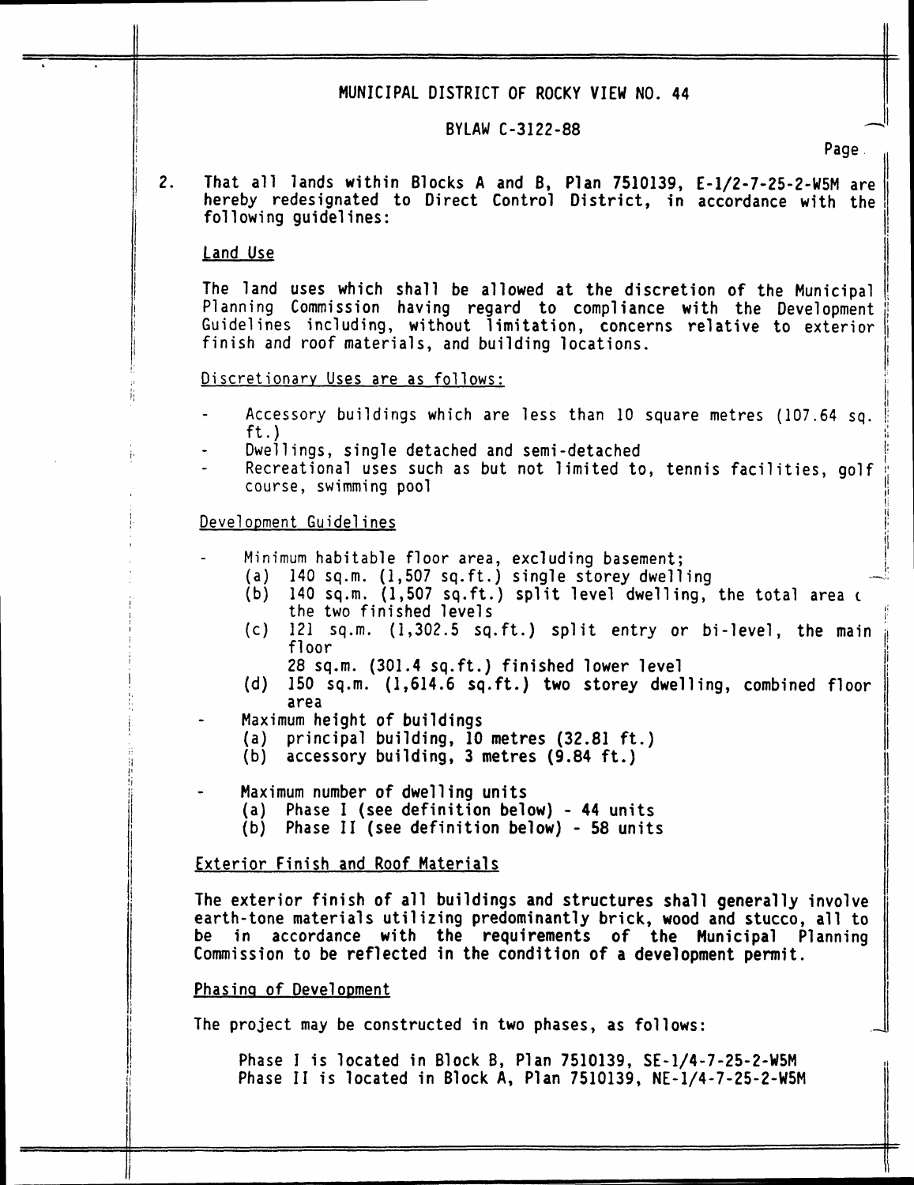MUNICIPAL DISTRICT OF ROCKY VIEW NO. 44

BYLAW C-3122-88

2. That all lands within Blocks A and B, Plan 7510139, E-1/2-7-25-2-W5M are hereby redesignated to Direct Control District, in accordance with the following guidelines:

Land Use

The land uses which shall be allowed at the discretion of the Municipal Planning Commission having regard to compliance with the Development Guidelines including, without limitation, concerns relative to exterior finish and roof materials, and building locations.

Discretionary Uses are as follows:

- Accessory buildings which are less than 10 square metres (107.64 sq. ft.)
- Dwellings, single detached and semi-detached
- Recreational uses such as but not limited to, tennis facilities, golf course, swimming pool

Development Guidelines

- Minimum habitable floor area, excluding basement;
  - (a) 140 sq.m. (1,507 sq.ft.) single storey dwelling
  - (b) 140 sq.m. (1,507 sq.ft.) split level dwelling, the total area of the two finished levels
  - (c) 121 sq.m. (1,302.5 sq.ft.) split entry or bi-level, the main floor
    28 sq.m. (301.4 sq.ft.) finished lower level
  - (d) 150 sq.m. (1,614.6 sq.ft.) two storey dwelling, combined floor area
- Maximum height of buildings
  - (a) principal building, 10 metres (32.81 ft.)
  - (b) accessory building, 3 metres (9.84 ft.)
- Maximum number of dwelling units
  - (a) Phase I (see definition below) - 44 units
  - (b) Phase II (see definition below) - 58 units

Exterior Finish and Roof Materials

The exterior finish of all buildings and structures shall generally involve earth-tone materials utilizing predominantly brick, wood and stucco, all to be in accordance with the requirements of the Municipal Planning Commission to be reflected in the condition of a development permit.

Phasing of Development

The project may be constructed in two phases, as follows:

Phase I is located in Block B, Plan 7510139, SE-1/4-7-25-2-W5M
Phase II is located in Block A, Plan 7510139, NE-1/4-7-25-2-W5M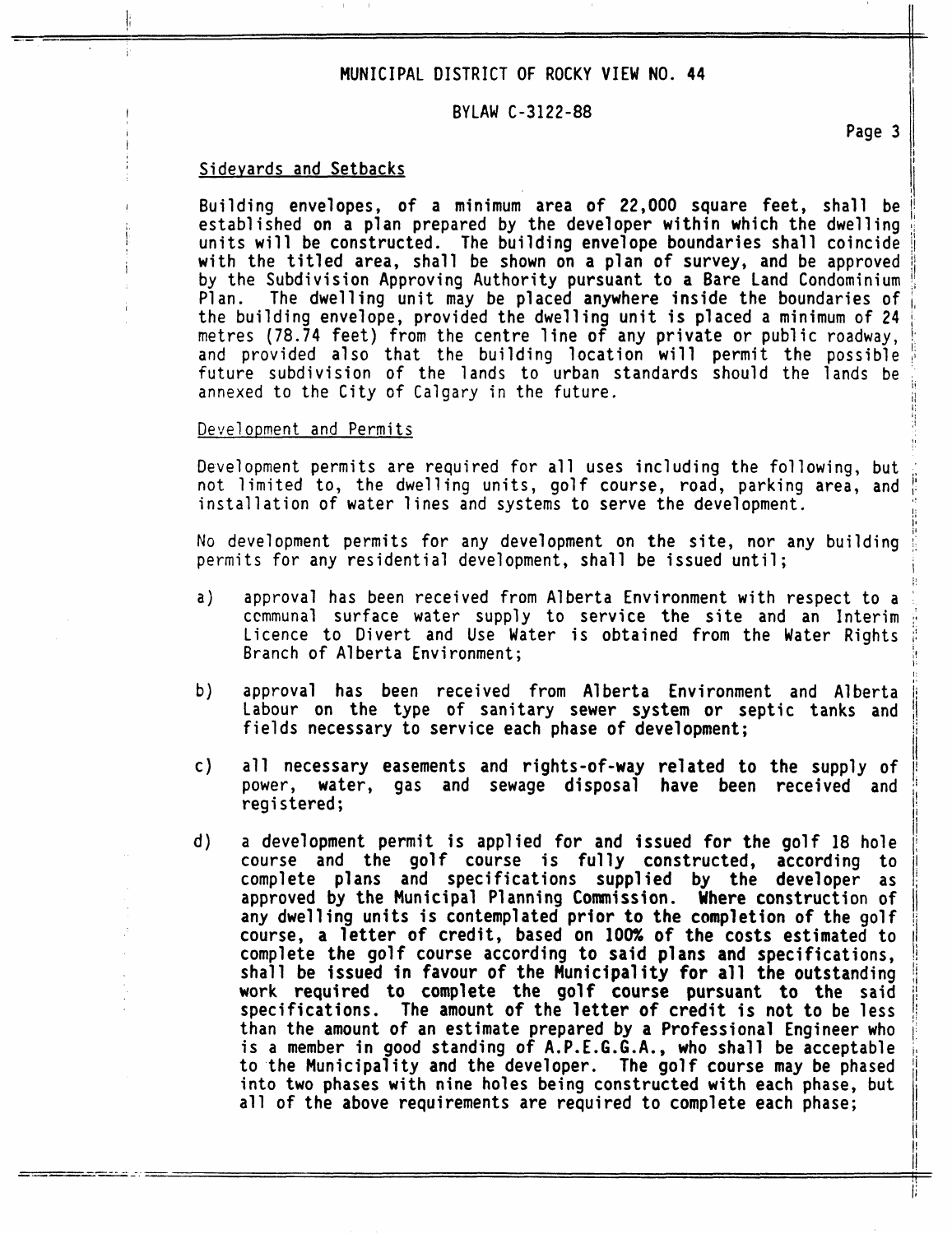MUNICIPAL DISTRICT OF ROCKY VIEW NO. 44

BYLAW C-3122-88

## Sideyards and Setbacks

Building envelopes, of a minimum area of 22,000 square feet, shall be established on a plan prepared by the developer within which the dwelling units will be constructed. The building envelope boundaries shall coincide with the titled area, shall be shown on a plan of survey, and be approved by the Subdivision Approving Authority pursuant to a Bare Land Condominium Plan. The dwelling unit may be placed anywhere inside the boundaries of the building envelope, provided the dwelling unit is placed a minimum of 24 metres (78.74 feet) from the centre line of any private or public roadway, and provided also that the building location will permit the possible future subdivision of the lands to urban standards should the lands be annexed to the City of Calgary in the future.

## Development and Permits

Development permits are required for all uses including the following, but not limited to, the dwelling units, golf course, road, parking area, and installation of water lines and systems to serve the development.

No development permits for any development on the site, nor any building permits for any residential development, shall be issued until;

a) approval has been received from Alberta Environment with respect to a communal surface water supply to service the site and an Interim Licence to Divert and Use Water is obtained from the Water Rights Branch of Alberta Environment;

b) approval has been received from Alberta Environment and Alberta Labour on the type of sanitary sewer system or septic tanks and fields necessary to service each phase of development;

c) all necessary easements and rights-of-way related to the supply of power, water, gas and sewage disposal have been received and registered;

d) a development permit is applied for and issued for the golf 18 hole course and the golf course is fully constructed, according to complete plans and specifications supplied by the developer as approved by the Municipal Planning Commission. Where construction of any dwelling units is contemplated prior to the completion of the golf course, a letter of credit, based on 100% of the costs estimated to complete the golf course according to said plans and specifications, shall be issued in favour of the Municipality for all the outstanding work required to complete the golf course pursuant to the said specifications. The amount of the letter of credit is not to be less than the amount of an estimate prepared by a Professional Engineer who is a member in good standing of A.P.E.G.G.A., who shall be acceptable to the Municipality and the developer. The golf course may be phased into two phases with nine holes being constructed with each phase, but all of the above requirements are required to complete each phase;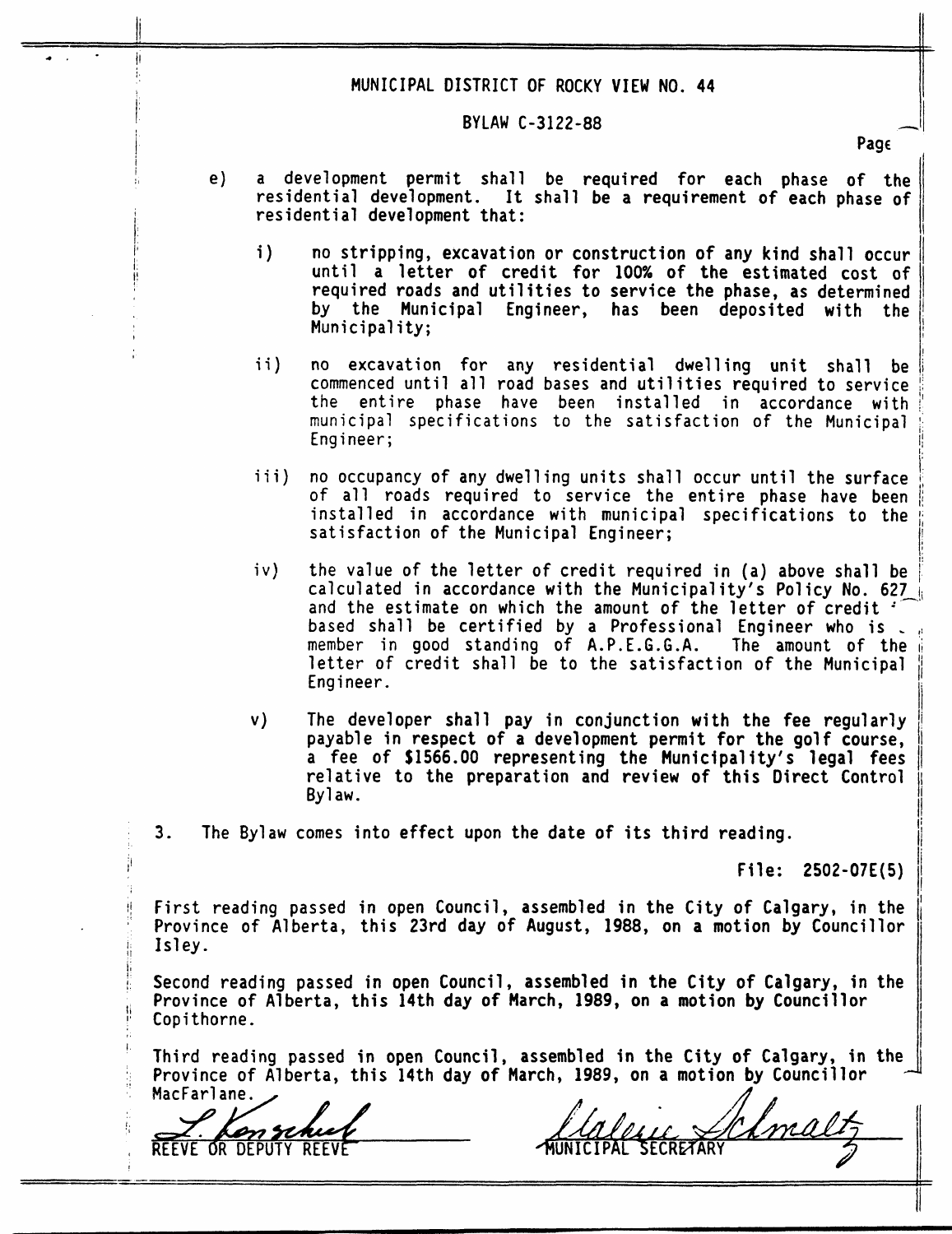MUNICIPAL DISTRICT OF ROCKY VIEW NO. 44

BYLAW C-3122-88

e) a development permit shall be required for each phase of the residential development. It shall be a requirement of each phase of residential development that:

   i) no stripping, excavation or construction of any kind shall occur until a letter of credit for 100% of the estimated cost of required roads and utilities to service the phase, as determined by the Municipal Engineer, has been deposited with the Municipality;

   ii) no excavation for any residential dwelling unit shall be commenced until all road bases and utilities required to service the entire phase have been installed in accordance with municipal specifications to the satisfaction of the Municipal Engineer;

   iii) no occupancy of any dwelling units shall occur until the surface of all roads required to service the entire phase have been installed in accordance with municipal specifications to the satisfaction of the Municipal Engineer;

   iv) the value of the letter of credit required in (a) above shall be calculated in accordance with the Municipality's Policy No. 627 and the estimate on which the amount of the letter of credit is based shall be certified by a Professional Engineer who is a member in good standing of A.P.E.G.G.A. The amount of the letter of credit shall be to the satisfaction of the Municipal Engineer.

   v) The developer shall pay in conjunction with the fee regularly payable in respect of a development permit for the golf course, a fee of $1566.00 representing the Municipality's legal fees relative to the preparation and review of this Direct Control Bylaw.

3. The Bylaw comes into effect upon the date of its third reading.

File: 2502-07E(5)

First reading passed in open Council, assembled in the City of Calgary, in the Province of Alberta, this 23rd day of August, 1988, on a motion by Councillor Isley.

Second reading passed in open Council, assembled in the City of Calgary, in the Province of Alberta, this 14th day of March, 1989, on a motion by Councillor Copithorne.

Third reading passed in open Council, assembled in the City of Calgary, in the Province of Alberta, this 14th day of March, 1989, on a motion by Councillor MacFarlane.

L. Konschuk
REEVE OR DEPUTY REEVE

Valerie Schmaltz
MUNICIPAL SECRETARY